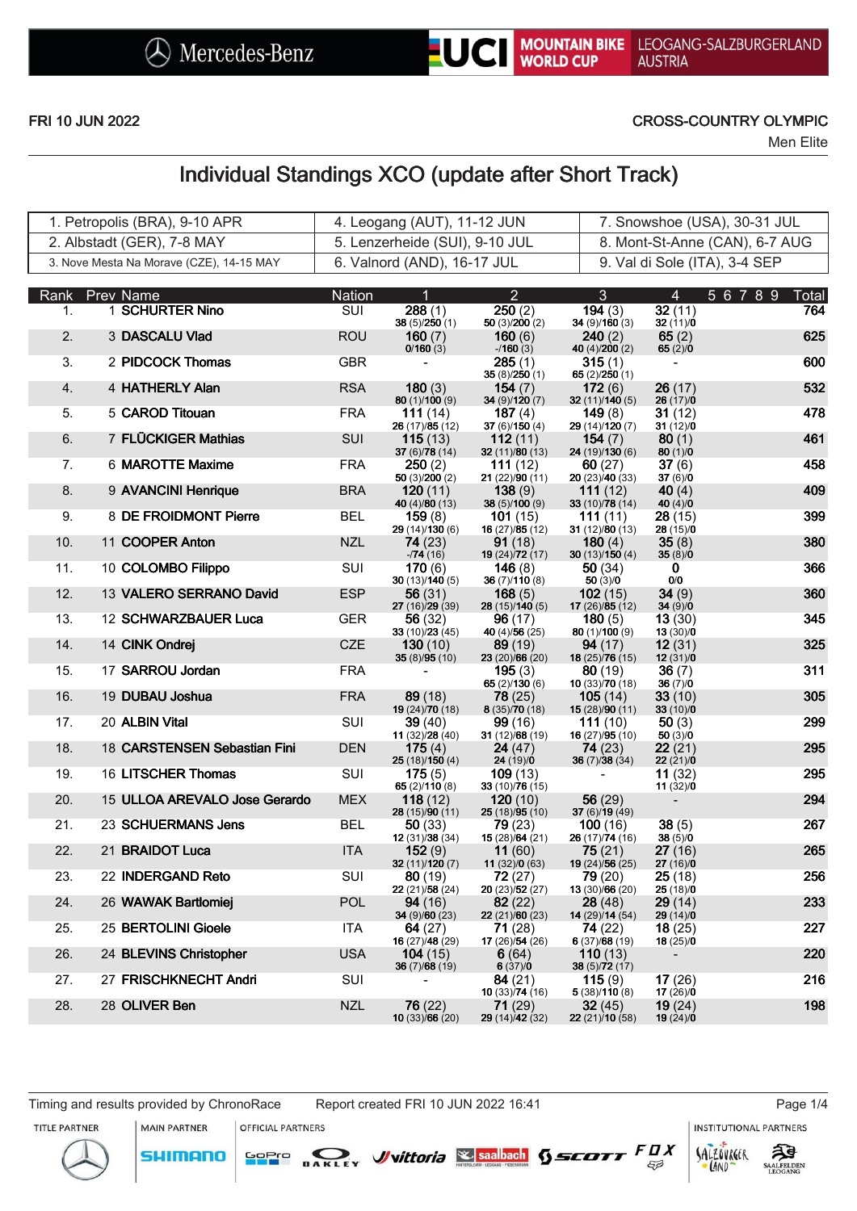FRI 10 JUN 2022

CROSS-COUNTRY OLYMPIC

Men Elite

# Individual Standings XCO (update after Short Track)

| | | |
|---|---|---|
| 1. Petropolis (BRA), 9-10 APR | 4. Leogang (AUT), 11-12 JUN | 7. Snowshoe (USA), 30-31 JUL |
| 2. Albstadt (GER), 7-8 MAY | 5. Lenzerheide (SUI), 9-10 JUL | 8. Mont-St-Anne (CAN), 6-7 AUG |
| 3. Nove Mesta Na Morave (CZE), 14-15 MAY | 6. Valnord (AND), 16-17 JUL | 9. Val di Sole (ITA), 3-4 SEP |

| Rank | Prev | Name | Nation | 1 | 2 | 3 | 4 | 5 | 6 | 7 | 8 | 9 | Total |
|---|---|---|---|---|---|---|---|---|---|---|---|---|---|
| 1. | 1 | SCHURTER Nino | SUI | 288 (1) 38 (5)/250 (1) | 250 (2) 50 (3)/200 (2) | 194 (3) 34 (9)/160 (3) | 32 (11) 32 (11)/0 | | | | | | 764 |
| 2. | 3 | DASCALU Vlad | ROU | 160 (7) 0/160 (3) | 160 (6) -/160 (3) | 240 (2) 40 (4)/200 (2) | 65 (2) 65 (2)/0 | | | | | | 625 |
| 3. | 2 | PIDCOCK Thomas | GBR | - | 285 (1) 35 (8)/250 (1) | 315 (1) 65 (2)/250 (1) | - | | | | | | 600 |
| 4. | 4 | HATHERLY Alan | RSA | 180 (3) 80 (1)/100 (9) | 154 (7) 34 (9)/120 (7) | 172 (6) 32 (11)/140 (5) | 26 (17) 26 (17)/0 | | | | | | 532 |
| 5. | 5 | CAROD Titouan | FRA | 111 (14) 26 (17)/85 (12) | 187 (4) 37 (6)/150 (4) | 149 (8) 29 (14)/120 (7) | 31 (12) 31 (12)/0 | | | | | | 478 |
| 6. | 7 | FLÜCKIGER Mathias | SUI | 115 (13) 37 (6)/78 (14) | 112 (11) 32 (11)/80 (13) | 154 (7) 24 (19)/130 (6) | 80 (1) 80 (1)/0 | | | | | | 461 |
| 7. | 6 | MAROTTE Maxime | FRA | 250 (2) 50 (3)/200 (2) | 111 (12) 21 (22)/90 (11) | 60 (27) 20 (23)/40 (33) | 37 (6) 37 (6)/0 | | | | | | 458 |
| 8. | 9 | AVANCINI Henrique | BRA | 120 (11) 40 (4)/80 (13) | 138 (9) 38 (5)/100 (9) | 111 (12) 33 (10)/78 (14) | 40 (4) 40 (4)/0 | | | | | | 409 |
| 9. | 8 | DE FROIDMONT Pierre | BEL | 159 (8) 29 (14)/130 (6) | 101 (15) 16 (27)/85 (12) | 111 (11) 31 (12)/80 (13) | 28 (15) 28 (15)/0 | | | | | | 399 |
| 10. | 11 | COOPER Anton | NZL | 74 (23) -/74 (16) | 91 (18) 19 (24)/72 (17) | 180 (4) 30 (13)/150 (4) | 35 (8) 35 (8)/0 | | | | | | 380 |
| 11. | 10 | COLOMBO Filippo | SUI | 170 (6) 30 (13)/140 (5) | 146 (8) 36 (7)/110 (8) | 50 (34) 50 (3)/0 | 0 0/0 | | | | | | 366 |
| 12. | 13 | VALERO SERRANO David | ESP | 56 (31) 27 (16)/29 (39) | 168 (5) 28 (15)/140 (5) | 102 (15) 17 (26)/85 (12) | 34 (9) 34 (9)/0 | | | | | | 360 |
| 13. | 12 | SCHWARZBAUER Luca | GER | 56 (32) 33 (10)/23 (45) | 96 (17) 40 (4)/56 (25) | 180 (5) 80 (1)/100 (9) | 13 (30) 13 (30)/0 | | | | | | 345 |
| 14. | 14 | CINK Ondrej | CZE | 130 (10) 35 (8)/95 (10) | 89 (19) 23 (20)/66 (20) | 94 (17) 18 (25)/76 (15) | 12 (31) 12 (31)/0 | | | | | | 325 |
| 15. | 17 | SARROU Jordan | FRA | - | 195 (3) 65 (2)/130 (6) | 80 (19) 10 (33)/70 (18) | 36 (7) 36 (7)/0 | | | | | | 311 |
| 16. | 19 | DUBAU Joshua | FRA | 89 (18) 19 (24)/70 (18) | 78 (25) 8 (35)/70 (18) | 105 (14) 15 (28)/90 (11) | 33 (10) 33 (10)/0 | | | | | | 305 |
| 17. | 20 | ALBIN Vital | SUI | 39 (40) 11 (32)/28 (40) | 99 (16) 31 (12)/68 (19) | 111 (10) 16 (27)/95 (10) | 50 (3) 50 (3)/0 | | | | | | 299 |
| 18. | 18 | CARSTENSEN Sebastian Fini | DEN | 175 (4) 25 (18)/150 (4) | 24 (47) 24 (19)/0 | 74 (23) 36 (7)/38 (34) | 22 (21) 22 (21)/0 | | | | | | 295 |
| 19. | 16 | LITSCHER Thomas | SUI | 175 (5) 65 (2)/110 (8) | 109 (13) 33 (10)/76 (15) | - | 11 (32) 11 (32)/0 | | | | | | 295 |
| 20. | 15 | ULLOA AREVALO Jose Gerardo | MEX | 118 (12) 28 (15)/90 (11) | 120 (10) 25 (18)/95 (10) | 56 (29) 37 (6)/19 (49) | - | | | | | | 294 |
| 21. | 23 | SCHUERMANS Jens | BEL | 50 (33) 12 (31)/38 (34) | 79 (23) 15 (28)/64 (21) | 100 (16) 26 (17)/74 (16) | 38 (5) 38 (5)/0 | | | | | | 267 |
| 22. | 21 | BRAIDOT Luca | ITA | 152 (9) 32 (11)/120 (7) | 11 (60) 11 (32)/0 (63) | 75 (21) 19 (24)/56 (25) | 27 (16) 27 (16)/0 | | | | | | 265 |
| 23. | 22 | INDERGAND Reto | SUI | 80 (19) 22 (21)/58 (24) | 72 (27) 20 (23)/52 (27) | 79 (20) 13 (30)/66 (20) | 25 (18) 25 (18)/0 | | | | | | 256 |
| 24. | 26 | WAWAK Bartlomiej | POL | 94 (16) 34 (9)/60 (23) | 82 (22) 22 (21)/60 (23) | 28 (48) 14 (29)/14 (54) | 29 (14) 29 (14)/0 | | | | | | 233 |
| 25. | 25 | BERTOLINI Gioele | ITA | 64 (27) 16 (27)/48 (29) | 71 (28) 17 (26)/54 (26) | 74 (22) 6 (37)/68 (19) | 18 (25) 18 (25)/0 | | | | | | 227 |
| 26. | 24 | BLEVINS Christopher | USA | 104 (15) 36 (7)/68 (19) | 6 (64) 6 (37)/0 | 110 (13) 38 (5)/72 (17) | - | | | | | | 220 |
| 27. | 27 | FRISCHKNECHT Andri | SUI | - | 84 (21) 10 (33)/74 (16) | 115 (9) 5 (38)/110 (8) | 17 (26) 17 (26)/0 | | | | | | 216 |
| 28. | 28 | OLIVER Ben | NZL | 76 (22) 10 (33)/66 (20) | 71 (29) 29 (14)/42 (32) | 32 (45) 22 (21)/10 (58) | 19 (24) 19 (24)/0 | | | | | | 198 |

Timing and results provided by ChronoRace    Report created FRI 10 JUN 2022 16:41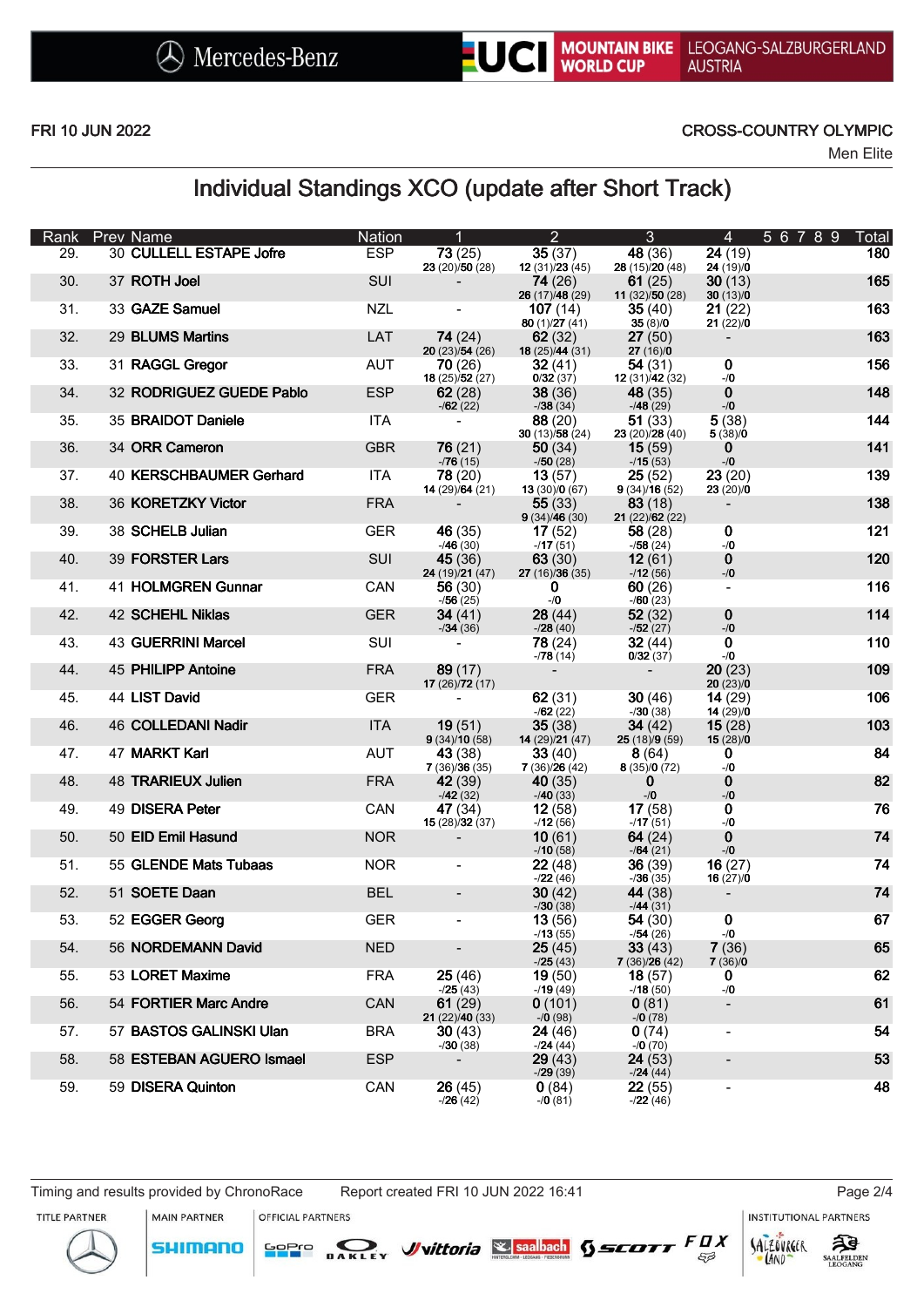FRI 10 JUN 2022

CROSS-COUNTRY OLYMPIC

Men Elite

# Individual Standings XCO (update after Short Track)

| Rank | Prev | Name | Nation | 1 | 2 | 3 | 4 | 5 | 6 | 7 | 8 | 9 | Total |
|---|---|---|---|---|---|---|---|---|---|---|---|---|---|
| 29. | 30 | **CULLELL ESTAPE Jofre** | ESP | **73** (25) 23 (20)/**50** (28) | **35** (37) 12 (31)/**23** (45) | **48** (36) 28 (15)/**20** (48) | **24** (19) 24 (19)/**0** | | | | | | **180** |
| 30. | 37 | **ROTH Joel** | SUI | - | **74** (26) 26 (17)/**48** (29) | **61** (25) 11 (32)/**50** (28) | **30** (13) 30 (13)/**0** | | | | | | **165** |
| 31. | 33 | **GAZE Samuel** | NZL | - | **107** (14) 80 (1)/**27** (41) | **35** (40) 35 (8)/**0** | **21** (22) 21 (22)/**0** | | | | | | **163** |
| 32. | 29 | **BLUMS Martins** | LAT | **74** (24) 20 (23)/**54** (26) | **62** (32) 18 (25)/**44** (31) | **27** (50) 27 (16)/**0** | - | | | | | | **163** |
| 33. | 31 | **RAGGL Gregor** | AUT | **70** (26) 18 (25)/**52** (27) | **32** (41) 0/**32** (37) | **54** (31) 12 (31)/**42** (32) | **0** -/**0** | | | | | | **156** |
| 34. | 32 | **RODRIGUEZ GUEDE Pablo** | ESP | **62** (28) -/**62** (22) | **38** (36) -/**38** (34) | **48** (35) -/**48** (29) | **0** -/**0** | | | | | | **148** |
| 35. | 35 | **BRAIDOT Daniele** | ITA | - | **88** (20) 30 (13)/**58** (24) | **51** (33) 23 (20)/**28** (40) | **5** (38) 5 (38)/**0** | | | | | | **144** |
| 36. | 34 | **ORR Cameron** | GBR | **76** (21) -/**76** (15) | **50** (34) -/**50** (28) | **15** (59) -/**15** (53) | **0** -/**0** | | | | | | **141** |
| 37. | 40 | **KERSCHBAUMER Gerhard** | ITA | **78** (20) 14 (29)/**64** (21) | **13** (57) 13 (30)/**0** (67) | **25** (52) 9 (34)/**16** (52) | **23** (20) 23 (20)/**0** | | | | | | **139** |
| 38. | 36 | **KORETZKY Victor** | FRA | - | **55** (33) 9 (34)/**46** (30) | **83** (18) 21 (22)/**62** (22) | - | | | | | | **138** |
| 39. | 38 | **SCHELB Julian** | GER | **46** (35) -/**46** (30) | **17** (52) -/**17** (51) | **58** (28) -/**58** (24) | **0** -/**0** | | | | | | **121** |
| 40. | 39 | **FORSTER Lars** | SUI | **45** (36) 24 (19)/**21** (47) | **63** (30) 27 (16)/**36** (35) | **12** (61) -/**12** (56) | **0** -/**0** | | | | | | **120** |
| 41. | 41 | **HOLMGREN Gunnar** | CAN | **56** (30) -/**56** (25) | **0** -/**0** | **60** (26) -/**60** (23) | - | | | | | | **116** |
| 42. | 42 | **SCHEHL Niklas** | GER | **34** (41) -/**34** (36) | **28** (44) -/**28** (40) | **52** (32) -/**52** (27) | **0** -/**0** | | | | | | **114** |
| 43. | 43 | **GUERRINI Marcel** | SUI | - | **78** (24) -/**78** (14) | **32** (44) 0/**32** (37) | **0** -/**0** | | | | | | **110** |
| 44. | 45 | **PHILIPP Antoine** | FRA | **89** (17) 17 (26)/**72** (17) | - | - | **20** (23) 20 (23)/**0** | | | | | | **109** |
| 45. | 44 | **LIST David** | GER | - | **62** (31) -/**62** (22) | **30** (46) -/**30** (38) | **14** (29) 14 (29)/**0** | | | | | | **106** |
| 46. | 46 | **COLLEDANI Nadir** | ITA | **19** (51) 9 (34)/**10** (58) | **35** (38) 14 (29)/**21** (47) | **34** (42) 25 (18)/**9** (59) | **15** (28) 15 (28)/**0** | | | | | | **103** |
| 47. | 47 | **MARKT Karl** | AUT | **43** (38) 7 (36)/**36** (35) | **33** (40) 7 (36)/**26** (42) | **8** (64) 8 (35)/**0** (72) | **0** -/**0** | | | | | | **84** |
| 48. | 48 | **TRARIEUX Julien** | FRA | **42** (39) -/**42** (32) | **40** (35) -/**40** (33) | **0** -/**0** | **0** -/**0** | | | | | | **82** |
| 49. | 49 | **DISERA Peter** | CAN | **47** (34) 15 (28)/**32** (37) | **12** (58) -/**12** (56) | **17** (58) -/**17** (51) | **0** -/**0** | | | | | | **76** |
| 50. | 50 | **EID Emil Hasund** | NOR | - | **10** (61) -/**10** (58) | **64** (24) -/**64** (21) | **0** -/**0** | | | | | | **74** |
| 51. | 55 | **GLENDE Mats Tubaas** | NOR | - | **22** (48) -/**22** (46) | **36** (39) -/**36** (35) | **16** (27) 16 (27)/**0** | | | | | | **74** |
| 52. | 51 | **SOETE Daan** | BEL | - | **30** (42) -/**30** (38) | **44** (38) -/**44** (31) | - | | | | | | **74** |
| 53. | 52 | **EGGER Georg** | GER | - | **13** (56) -/**13** (55) | **54** (30) -/**54** (26) | **0** -/**0** | | | | | | **67** |
| 54. | 56 | **NORDEMANN David** | NED | - | **25** (45) -/**25** (43) | **33** (43) 7 (36)/**26** (42) | **7** (36) 7 (36)/**0** | | | | | | **65** |
| 55. | 53 | **LORET Maxime** | FRA | **25** (46) -/**25** (43) | **19** (50) -/**19** (49) | **18** (57) -/**18** (50) | **0** -/**0** | | | | | | **62** |
| 56. | 54 | **FORTIER Marc Andre** | CAN | **61** (29) 21 (22)/**40** (33) | **0** (101) -/**0** (98) | **0** (81) -/**0** (78) | - | | | | | | **61** |
| 57. | 57 | **BASTOS GALINSKI Ulan** | BRA | **30** (43) -/**30** (38) | **24** (46) -/**24** (44) | **0** (74) -/**0** (70) | - | | | | | | **54** |
| 58. | 58 | **ESTEBAN AGUERO Ismael** | ESP | - | **29** (43) -/**29** (39) | **24** (53) -/**24** (44) | - | | | | | | **53** |
| 59. | 59 | **DISERA Quinton** | CAN | **26** (45) -/**26** (42) | **0** (84) -/**0** (81) | **22** (55) -/**22** (46) | - | | | | | | **48** |

Timing and results provided by ChronoRace

Report created FRI 10 JUN 2022 16:41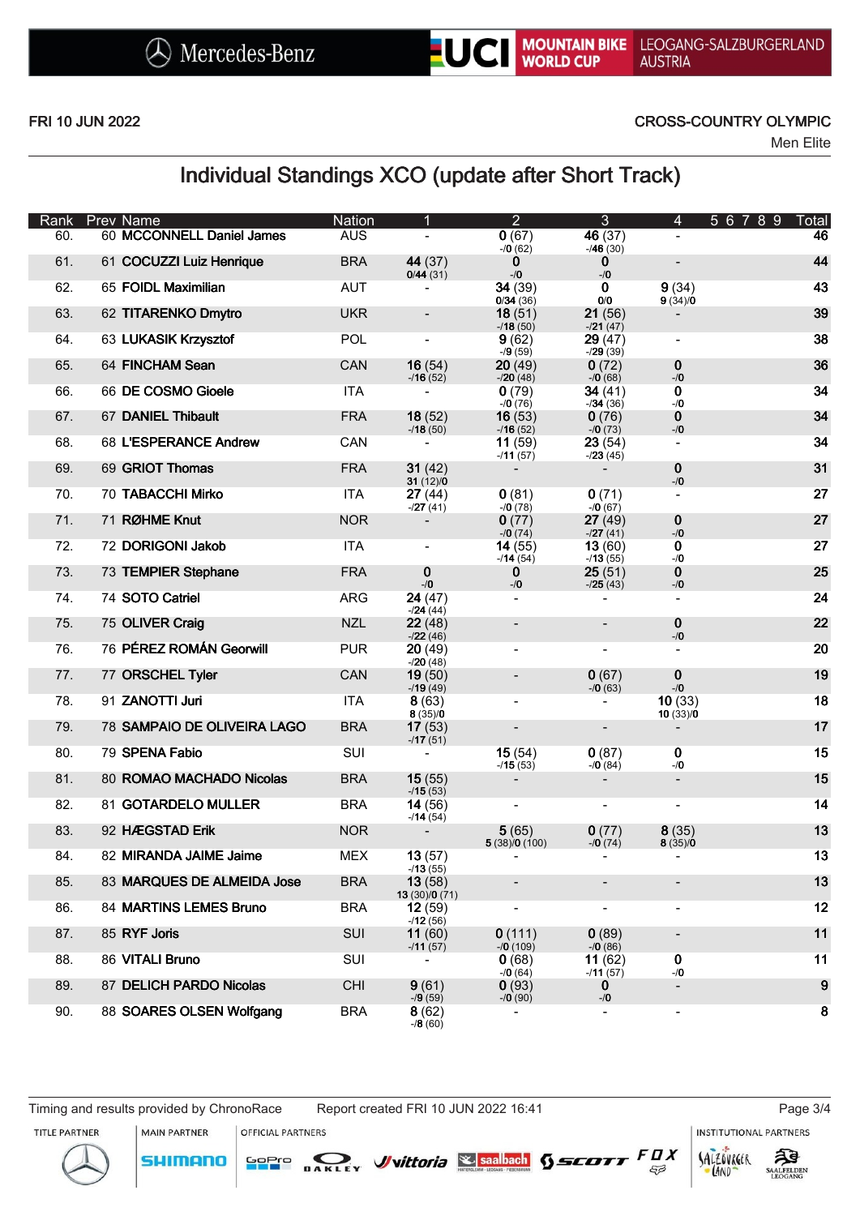Mercedes-Benz | UCI MOUNTAIN BIKE WORLD CUP | LEOGANG-SALZBURGERLAND AUSTRIA

FRI 10 JUN 2022

CROSS-COUNTRY OLYMPIC

Men Elite

# Individual Standings XCO (update after Short Track)

| Rank | Prev | Name | Nation | 1 | 2 | 3 | 4 | 5 | 6 | 7 | 8 | 9 | Total |
|---|---|---|---|---|---|---|---|---|---|---|---|---|---|
| 60. | 60 | **MCCONNELL Daniel James** | AUS | - | **0** (67) -/**0** (62) | **46** (37) -/**46** (30) | - | | | | | | **46** |
| 61. | 61 | **COCUZZI Luiz Henrique** | BRA | **44** (37) **0**/**44** (31) | **0** -/**0** | **0** -/**0** | - | | | | | | **44** |
| 62. | 65 | **FOIDL Maximilian** | AUT | - | **34** (39) **0**/**34** (36) | **0** **0**/**0** | **9** (34) **9** (34)/**0** | | | | | | **43** |
| 63. | 62 | **TITARENKO Dmytro** | UKR | - | **18** (51) -/**18** (50) | **21** (56) -/**21** (47) | - | | | | | | **39** |
| 64. | 63 | **LUKASIK Krzysztof** | POL | - | **9** (62) -/**9** (59) | **29** (47) -/**29** (39) | - | | | | | | **38** |
| 65. | 64 | **FINCHAM Sean** | CAN | **16** (54) -/**16** (52) | **20** (49) -/**20** (48) | **0** (72) -/**0** (68) | **0** -/**0** | | | | | | **36** |
| 66. | 66 | **DE COSMO Gioele** | ITA | - | **0** (79) -/**0** (76) | **34** (41) -/**34** (36) | **0** -/**0** | | | | | | **34** |
| 67. | 67 | **DANIEL Thibault** | FRA | **18** (52) -/**18** (50) | **16** (53) -/**16** (52) | **0** (76) -/**0** (73) | **0** -/**0** | | | | | | **34** |
| 68. | 68 | **L'ESPERANCE Andrew** | CAN | - | **11** (59) -/**11** (57) | **23** (54) -/**23** (45) | - | | | | | | **34** |
| 69. | 69 | **GRIOT Thomas** | FRA | **31** (42) **31** (12)/**0** | - | - | **0** -/**0** | | | | | | **31** |
| 70. | 70 | **TABACCHI Mirko** | ITA | **27** (44) -/**27** (41) | **0** (81) -/**0** (78) | **0** (71) -/**0** (67) | - | | | | | | **27** |
| 71. | 71 | **RØHME Knut** | NOR | - | **0** (77) -/**0** (74) | **27** (49) -/**27** (41) | **0** -/**0** | | | | | | **27** |
| 72. | 72 | **DORIGONI Jakob** | ITA | - | **14** (55) -/**14** (54) | **13** (60) -/**13** (55) | **0** -/**0** | | | | | | **27** |
| 73. | 73 | **TEMPIER Stephane** | FRA | **0** -/**0** | **0** -/**0** | **25** (51) -/**25** (43) | **0** -/**0** | | | | | | **25** |
| 74. | 74 | **SOTO Catriel** | ARG | **24** (47) -/**24** (44) | - | - | - | | | | | | **24** |
| 75. | 75 | **OLIVER Craig** | NZL | **22** (48) -/**22** (46) | - | - | **0** -/**0** | | | | | | **22** |
| 76. | 76 | **PÉREZ ROMÁN Georwill** | PUR | **20** (49) -/**20** (48) | - | - | - | | | | | | **20** |
| 77. | 77 | **ORSCHEL Tyler** | CAN | **19** (50) -/**19** (49) | - | **0** (67) -/**0** (63) | **0** -/**0** | | | | | | **19** |
| 78. | 91 | **ZANOTTI Juri** | ITA | **8** (63) **8** (35)/**0** | - | - | **10** (33) **10** (33)/**0** | | | | | | **18** |
| 79. | 78 | **SAMPAIO DE OLIVEIRA LAGO** | BRA | **17** (53) -/**17** (51) | - | - | - | | | | | | **17** |
| 80. | 79 | **SPENA Fabio** | SUI | - | **15** (54) -/**15** (53) | **0** (87) -/**0** (84) | **0** -/**0** | | | | | | **15** |
| 81. | 80 | **ROMAO MACHADO Nicolas** | BRA | **15** (55) -/**15** (53) | - | - | - | | | | | | **15** |
| 82. | 81 | **GOTARDELO MULLER** | BRA | **14** (56) -/**14** (54) | - | - | - | | | | | | **14** |
| 83. | 92 | **HÆGSTAD Erik** | NOR | - | **5** (65) **5** (38)/**0** (100) | **0** (77) -/**0** (74) | **8** (35) **8** (35)/**0** | | | | | | **13** |
| 84. | 82 | **MIRANDA JAIME Jaime** | MEX | **13** (57) -/**13** (55) | - | - | - | | | | | | **13** |
| 85. | 83 | **MARQUES DE ALMEIDA Jose** | BRA | **13** (58) **13** (30)/**0** (71) | - | - | - | | | | | | **13** |
| 86. | 84 | **MARTINS LEMES Bruno** | BRA | **12** (59) -/**12** (56) | - | - | - | | | | | | **12** |
| 87. | 85 | **RYF Joris** | SUI | **11** (60) -/**11** (57) | **0** (111) -/**0** (109) | **0** (89) -/**0** (86) | - | | | | | | **11** |
| 88. | 86 | **VITALI Bruno** | SUI | - | **0** (68) -/**0** (64) | **11** (62) -/**11** (57) | **0** -/**0** | | | | | | **11** |
| 89. | 87 | **DELICH PARDO Nicolas** | CHI | **9** (61) -/**9** (59) | **0** (93) -/**0** (90) | **0** -/**0** | - | | | | | | **9** |
| 90. | 88 | **SOARES OLSEN Wolfgang** | BRA | **8** (62) -/**8** (60) | - | - | - | | | | | | **8** |

Timing and results provided by ChronoRace | Report created FRI 10 JUN 2022 16:41

TITLE PARTNER: Mercedes-Benz | MAIN PARTNER: SHIMANO | OFFICIAL PARTNERS: GoPro, OAKLEY, vittoria, saalbach, SCOTT, FOX | INSTITUTIONAL PARTNERS: SalzburgerLand, Saalfelden Leogang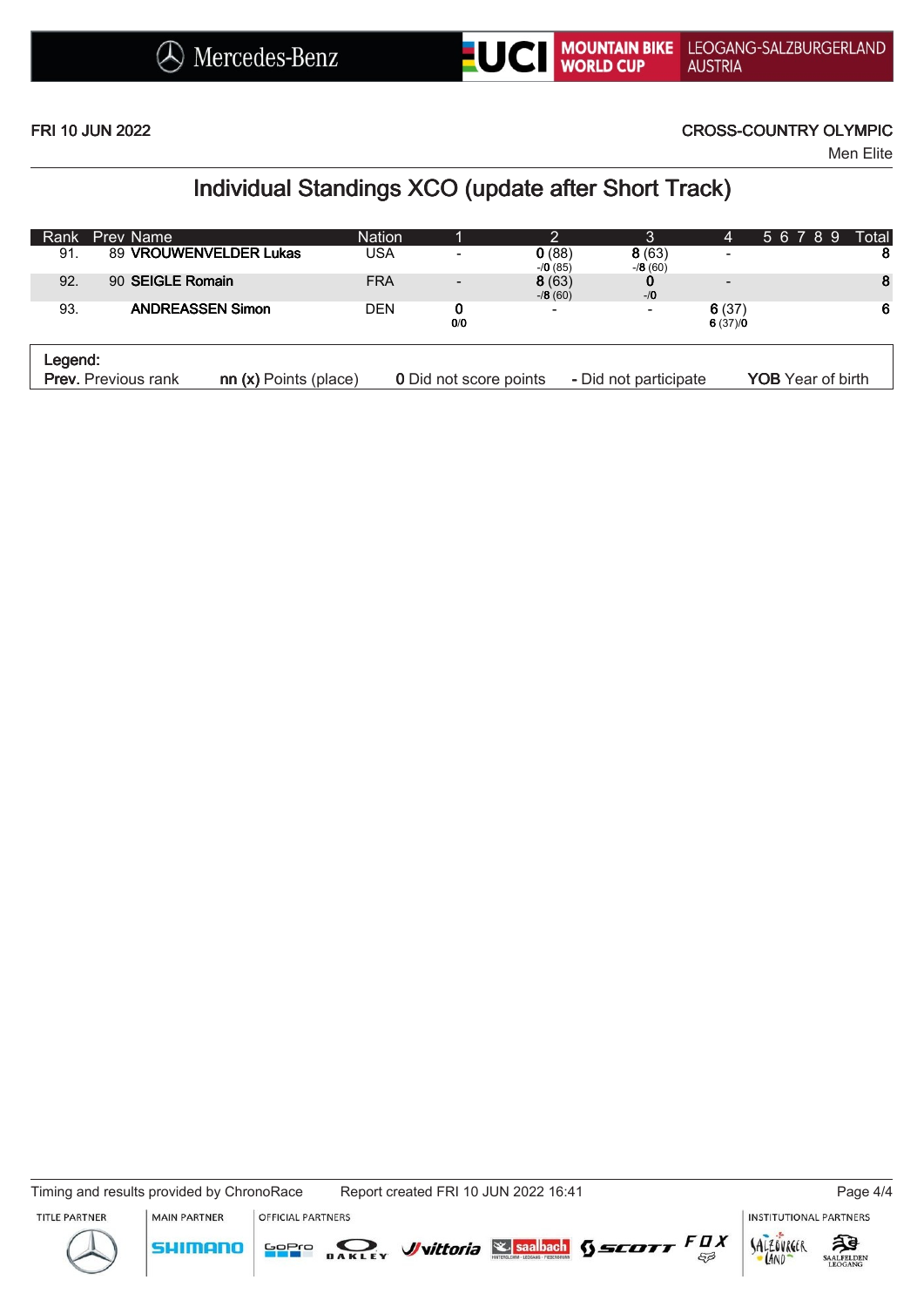FRI 10 JUN 2022

CROSS-COUNTRY OLYMPIC

Men Elite

# Individual Standings XCO (update after Short Track)

| Rank | Prev | Name | Nation | 1 | 2 | 3 | 4 | 5 6 7 8 9 | Total |
|---|---|---|---|---|---|---|---|---|---|
| 91. | 89 | **VROUWENVELDER Lukas** | USA | - | **0** (88) -/**0** (85) | **8** (63) -/**8** (60) | - | | **8** |
| 92. | 90 | **SEIGLE Romain** | FRA | - | **8** (63) -/**8** (60) | **0** -/**0** | - | | **8** |
| 93. | | **ANDREASSEN Simon** | DEN | **0** **0**/**0** | - | - | **6** (37) **6** (37)/**0** | | **6** |

Legend:
**Prev.** Previous rank **nn (x)** Points (place) **0** Did not score points **-** Did not participate **YOB** Year of birth

Timing and results provided by ChronoRace Report created FRI 10 JUN 2022 16:41